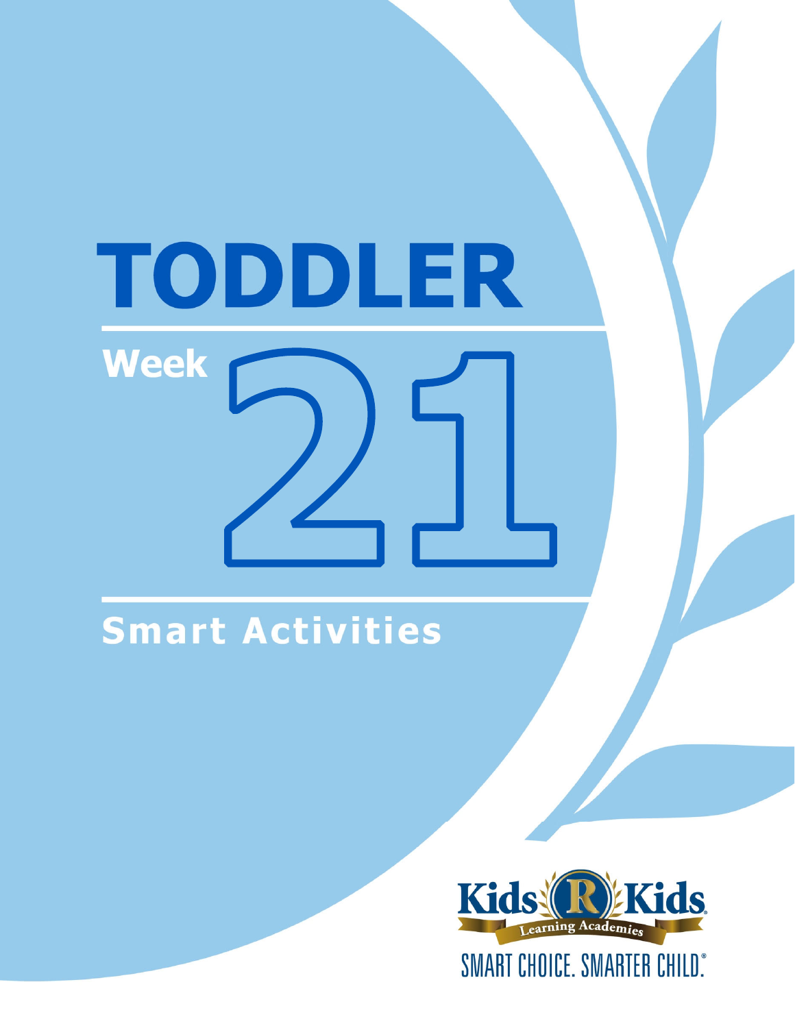# TODDLER

## Week 21

## Smart Activities

Kids R Kids Learning Academies

SMART CHOICE. SMARTER CHILD.®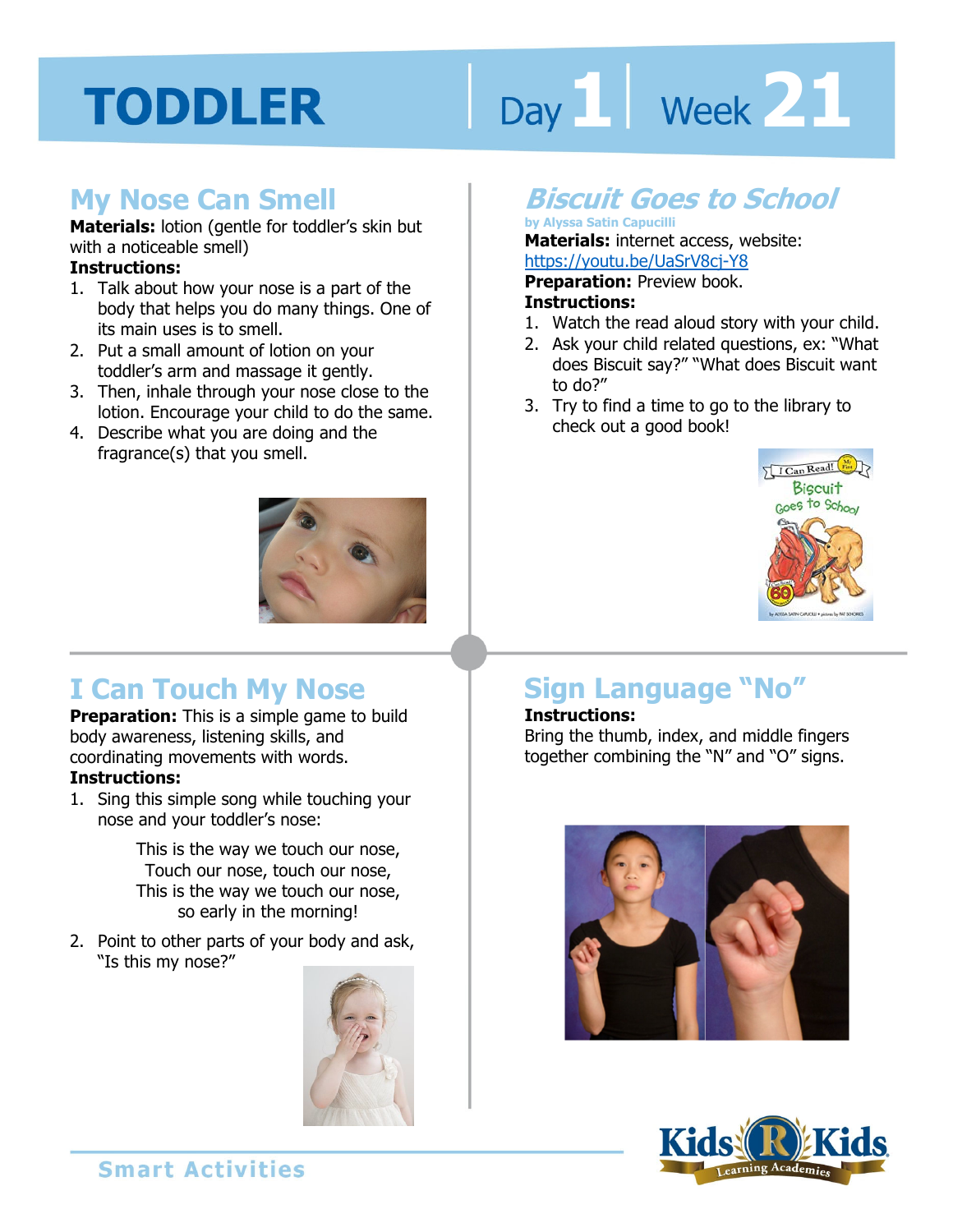# TODDLER

Day 1 | Week 21

## My Nose Can Smell

**Materials:** lotion (gentle for toddler's skin but with a noticeable smell)

**Instructions:**

1. Talk about how your nose is a part of the body that helps you do many things. One of its main uses is to smell.
2. Put a small amount of lotion on your toddler's arm and massage it gently.
3. Then, inhale through your nose close to the lotion. Encourage your child to do the same.
4. Describe what you are doing and the fragrance(s) that you smell.

## *Biscuit Goes to School*

by Alyssa Satin Capucilli

**Materials:** internet access, website: https://youtu.be/UaSrV8cj-Y8

**Preparation:** Preview book.

**Instructions:**

1. Watch the read aloud story with your child.
2. Ask your child related questions, ex: "What does Biscuit say?" "What does Biscuit want to do?"
3. Try to find a time to go to the library to check out a good book!

## I Can Touch My Nose

**Preparation:** This is a simple game to build body awareness, listening skills, and coordinating movements with words.

**Instructions:**

1. Sing this simple song while touching your nose and your toddler's nose:

   This is the way we touch our nose,
   Touch our nose, touch our nose,
   This is the way we touch our nose,
   so early in the morning!

2. Point to other parts of your body and ask, "Is this my nose?"

## Sign Language "No"

**Instructions:**

Bring the thumb, index, and middle fingers together combining the "N" and "O" signs.

Smart Activities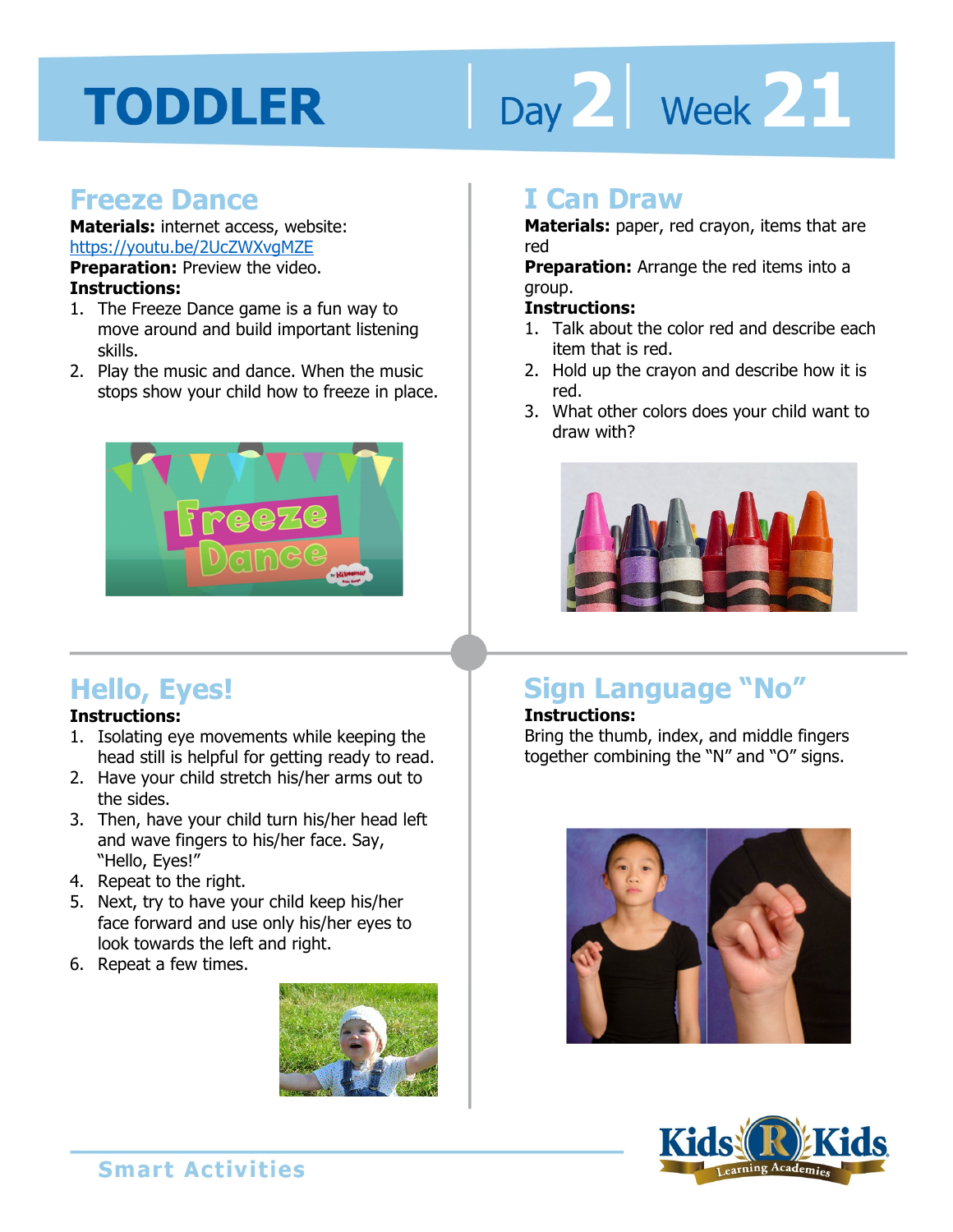# TODDLER

Day 2 | Week 21

## Freeze Dance

**Materials:** internet access, website: https://youtu.be/2UcZWXvgMZE

**Preparation:** Preview the video.

**Instructions:**

1. The Freeze Dance game is a fun way to move around and build important listening skills.
2. Play the music and dance. When the music stops show your child how to freeze in place.

## I Can Draw

**Materials:** paper, red crayon, items that are red

**Preparation:** Arrange the red items into a group.

**Instructions:**

1. Talk about the color red and describe each item that is red.
2. Hold up the crayon and describe how it is red.
3. What other colors does your child want to draw with?

## Hello, Eyes!

**Instructions:**

1. Isolating eye movements while keeping the head still is helpful for getting ready to read.
2. Have your child stretch his/her arms out to the sides.
3. Then, have your child turn his/her head left and wave fingers to his/her face. Say, "Hello, Eyes!"
4. Repeat to the right.
5. Next, try to have your child keep his/her face forward and use only his/her eyes to look towards the left and right.
6. Repeat a few times.

## Sign Language "No"

**Instructions:**

Bring the thumb, index, and middle fingers together combining the "N" and "O" signs.

Smart Activities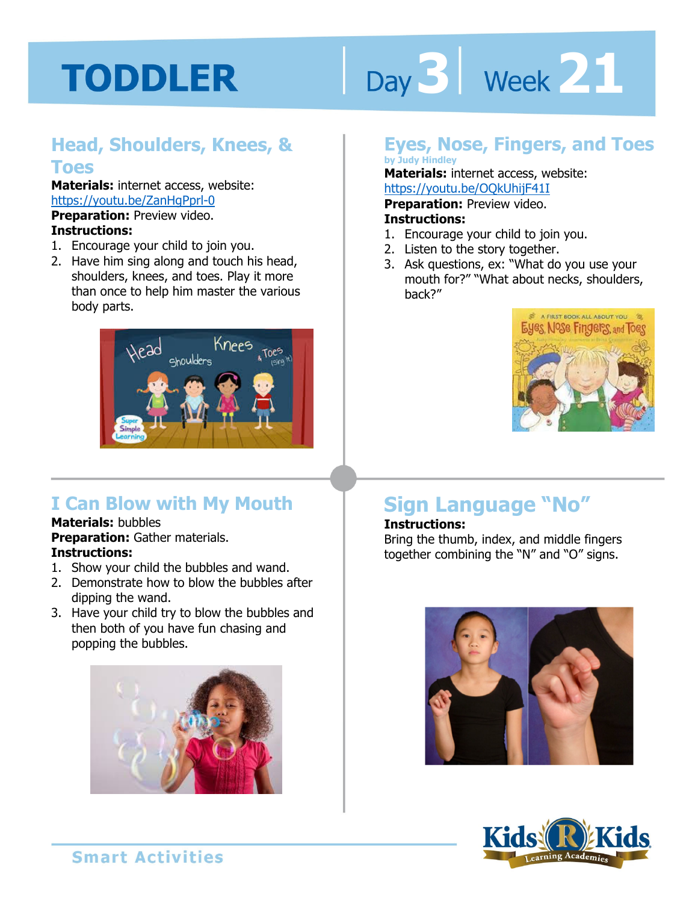# TODDLER

Day 3 | Week 21

## Head, Shoulders, Knees, & Toes

**Materials:** internet access, website: https://youtu.be/ZanHgPprl-0

**Preparation:** Preview video.

**Instructions:**

1. Encourage your child to join you.
2. Have him sing along and touch his head, shoulders, knees, and toes. Play it more than once to help him master the various body parts.

## Eyes, Nose, Fingers, and Toes

by Judy Hindley

**Materials:** internet access, website: https://youtu.be/OQkUhijF41I

**Preparation:** Preview video.

**Instructions:**

1. Encourage your child to join you.
2. Listen to the story together.
3. Ask questions, ex: "What do you use your mouth for?" "What about necks, shoulders, back?"

## I Can Blow with My Mouth

**Materials:** bubbles

**Preparation:** Gather materials.

**Instructions:**

1. Show your child the bubbles and wand.
2. Demonstrate how to blow the bubbles after dipping the wand.
3. Have your child try to blow the bubbles and then both of you have fun chasing and popping the bubbles.

## Sign Language "No"

**Instructions:**

Bring the thumb, index, and middle fingers together combining the "N" and "O" signs.

Smart Activities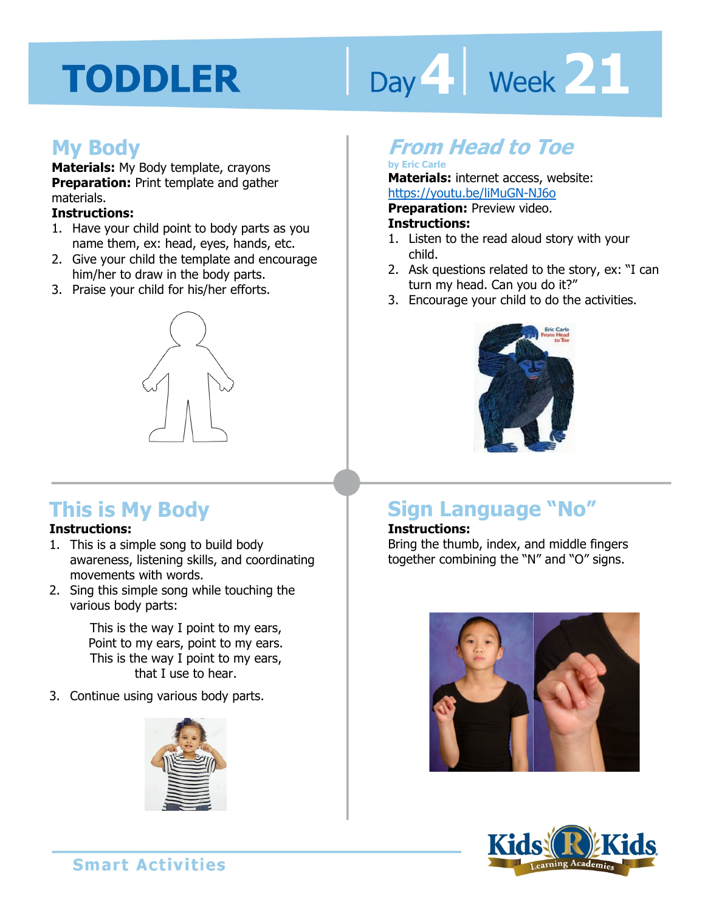# TODDLER

Day 4 | Week 21

## My Body

**Materials:** My Body template, crayons
**Preparation:** Print template and gather materials.
**Instructions:**

1. Have your child point to body parts as you name them, ex: head, eyes, hands, etc.
2. Give your child the template and encourage him/her to draw in the body parts.
3. Praise your child for his/her efforts.

## *From Head to Toe*

**by Eric Carle**

**Materials:** internet access, website: https://youtu.be/liMuGN-NJ6o
**Preparation:** Preview video.
**Instructions:**

1. Listen to the read aloud story with your child.
2. Ask questions related to the story, ex: "I can turn my head. Can you do it?"
3. Encourage your child to do the activities.

## This is My Body

**Instructions:**

1. This is a simple song to build body awareness, listening skills, and coordinating movements with words.
2. Sing this simple song while touching the various body parts:

   This is the way I point to my ears,
   Point to my ears, point to my ears.
   This is the way I point to my ears,
   that I use to hear.

3. Continue using various body parts.

## Sign Language "No"

**Instructions:**
Bring the thumb, index, and middle fingers together combining the "N" and "O" signs.

Smart Activities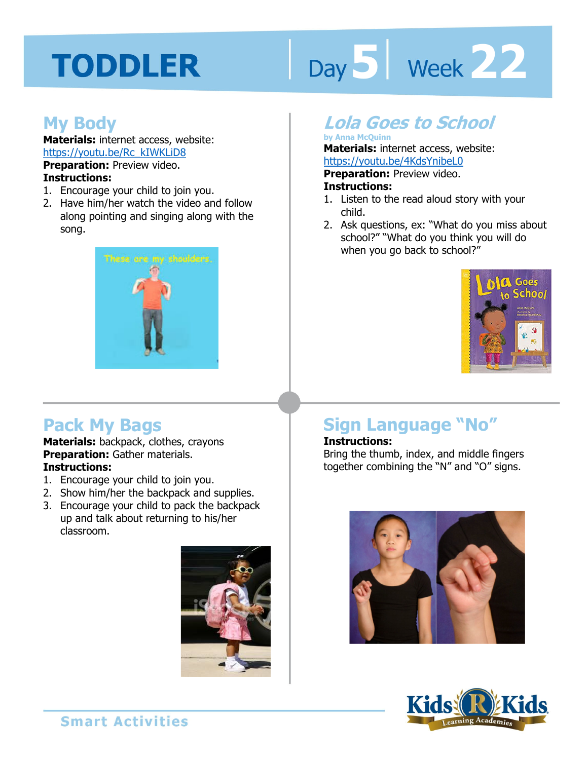# TODDLER Day 5 | Week 22

## My Body

**Materials:** internet access, website: https://youtu.be/Rc_kIWKLiD8
**Preparation:** Preview video.
**Instructions:**

1. Encourage your child to join you.
2. Have him/her watch the video and follow along pointing and singing along with the song.

## *Lola Goes to School*

by Anna McQuinn

**Materials:** internet access, website: https://youtu.be/4KdsYnibeL0
**Preparation:** Preview video.
**Instructions:**

1. Listen to the read aloud story with your child.
2. Ask questions, ex: "What do you miss about school?" "What do you think you will do when you go back to school?"

## Pack My Bags

**Materials:** backpack, clothes, crayons
**Preparation:** Gather materials.
**Instructions:**

1. Encourage your child to join you.
2. Show him/her the backpack and supplies.
3. Encourage your child to pack the backpack up and talk about returning to his/her classroom.

## Sign Language "No"

**Instructions:**
Bring the thumb, index, and middle fingers together combining the "N" and "O" signs.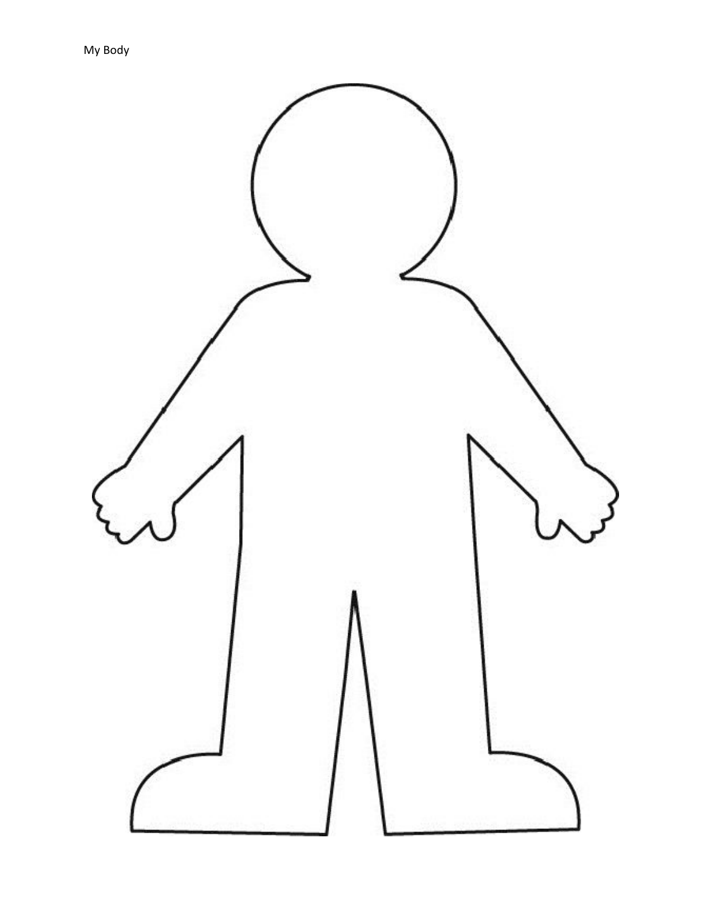My Body